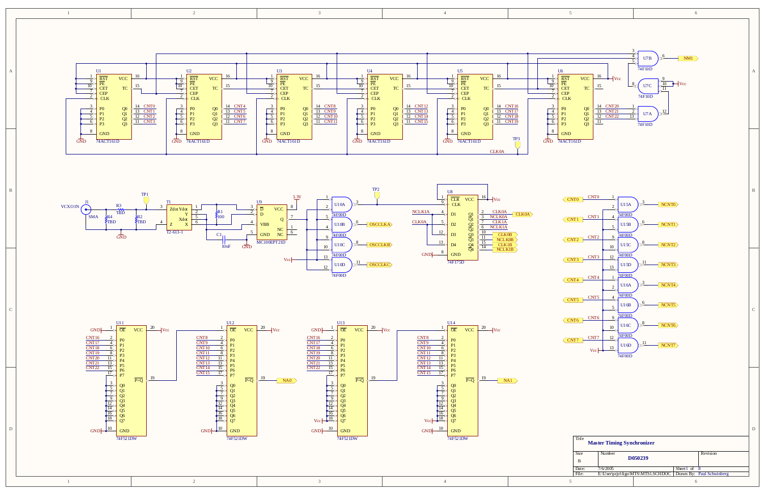# Master Timing Synchronizer

| Title | Master Timing Synchronizer | | |
|---|---|---|---|
| Size | Number | | Revision |
| B | D050239 | | |
| Date: | 7/6/2005 | Sheet 1 of 8 | |
| File: | E:\User\prjct\ligo\MTS\MTS1.SCHDOC | Drawn By: | Paul Schwinberg |

## Counter chain

- U1–U6: 74ACT161D (pins: RST, PE, CET, CEP, CLK, P0–P3, Q0–Q3, TC, VCC, GND)
  - U1 outputs: CNT0, CNT1, CNT2, CNT3
  - U2 outputs: CNT4, CNT5, CNT6, CNT7
  - U3 outputs: CNT8, CNT9, CNT10, CNT11
  - U4 outputs: CNT12, CNT13, CNT14, CNT15
  - U5 outputs: CNT16, CNT17, CNT18, CNT19
  - U6 outputs: CNT20, CNT21, CNT22
- Clock: CLK0A, TP3
- U7A, U7B, U7C: 74F10D; U7B output: NM1

## Oscillator

- VCXO IN, J1 (SMA), R3 TBD, R4 TBD, R2 TBD, TP1
- T1: T2-613-1 (Zdot, Ydot, Y, Xdot, Z, X)
- R1 100, C1 10nF
- U9: MC100EPT21D (D, D̄, VBB, VCC, Q, NC, GND), 3.3V
- TP2
- U10A–U10D: 74F00D; outputs OSCCLKA, OSCCLKB, OSCCLKC

## Clock register

- U8: 74F175D (CLR, CLK, D1–D4, Q1–Q4, VCC, GND)
- Inputs: NCLK1A, CLK0A
- Outputs: CLK0A, NCLK0A, CLK1A, NCLK1A, CLK0B, NCLK0B, CLK1B, NCLK1B

## Inverters

- U15A–U15D, U16A–U16D: 74F00D
- CNT0 → NCNT0, CNT1 → NCNT1, CNT2 → NCNT2, CNT3 → NCNT3, CNT4 → NCNT4, CNT5 → NCNT5, CNT6 → NCNT6, CNT7 → NCNT7

## Comparators

- U11: 74F521DW, P inputs CNT16, CNT17, CNT18, CNT19, CNT20, CNT21, CNT22
- U12: 74F521DW, P inputs CNT8, CNT9, CNT10, CNT11, CNT12, CNT13, CNT14, CNT15; output NA0
- U13: 74F521DW, P inputs CNT16, CNT17, CNT18, CNT19, CNT20, CNT21, CNT22
- U14: 74F521DW, P inputs CNT8, CNT9, CNT10, CNT11, CNT12, CNT13, CNT14, CNT15; output NA1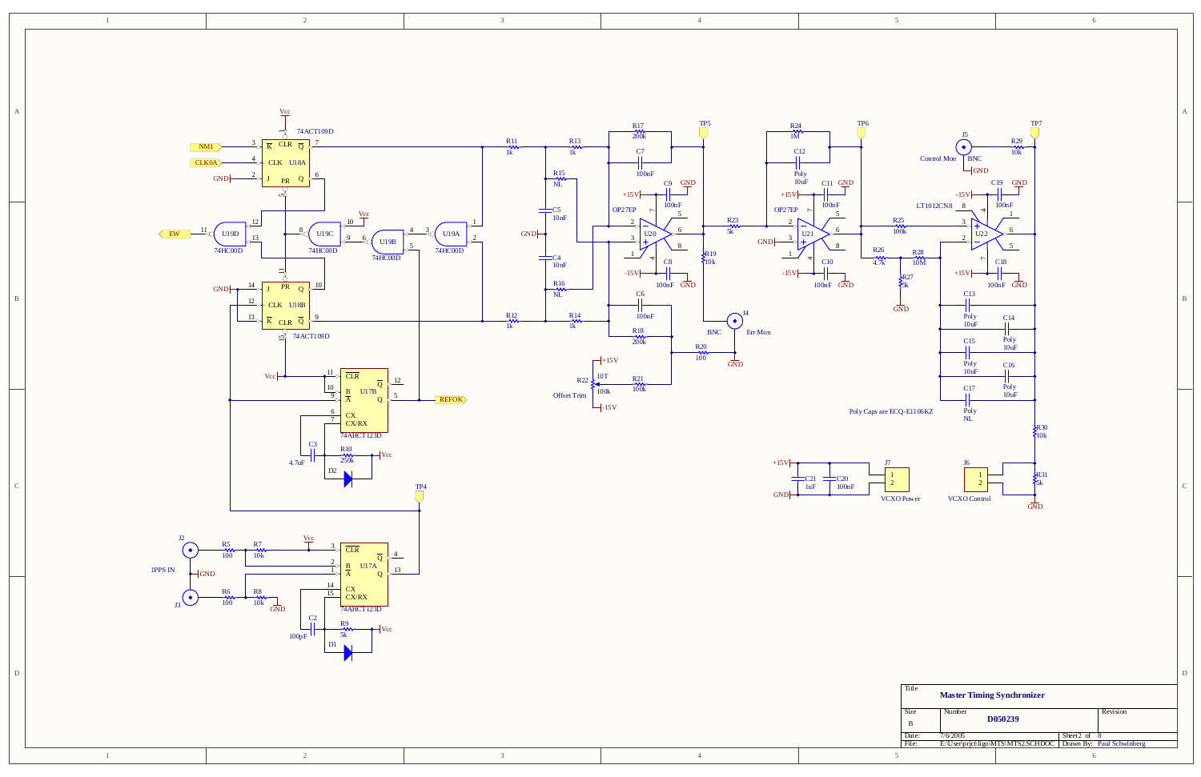# Master Timing Synchronizer

U18A 74ACT109D — NM1, CLK0A, GND; U18B 74ACT109D

U19A, U19B, U19C, U19D 74HC00D — EW

U17B 74AHCT123D — REFOK; C3 4.7uF, R10 250k, D2

U17A 74AHCT123D — C2 100pF, R9 5k, D1

J2, J3 — 1PPS IN; R5 100, R6 100, R7 10k, R8 10k

TP4, TP5, TP6, TP7

R11 1k, R12 1k, R13 1k, R14 1k, R15 NL, R16 NL, C4 10nF, C5 10nF

U20 OP27EP — R17 200k, R18 200k, C7 100nF, C6 100nF, C8 100nF, C9 100nF, R19 10k, R20 100, R21 100k

R22 10T 100k Offset Trim

J4 BNC Err Mon

U21 OP27EP — R23 5k, R24 1M, C12 Poly 10uF, C10 100nF, C11 100nF

U22 LT1012CN8 — R25 100k, R26 4.7k, R27 5k, R28 10M, C18 100nF, C19 100nF

C13 Poly 10uF, C14 Poly 10uF, C15 Poly 10uF, C16 Poly 10uF, C17 Poly NL

Poly Caps are ECQ-E1106KZ

J5 BNC Control Mon, R29 10k

R30 10k, R31 5k

J6 VCXO Control

J7 VCXO Power, C21 1uF, C20 100nF

| Title | Master Timing Synchronizer | |
|---|---|---|
| Size: B | Number: D050239 | Revision |
| Date: 7/6/2005 | | Sheet 2 of 8 |
| File: E:\User\prjct\ligo\MTS\MTS2.SCHDOC | | Drawn By: Paul Schwinberg |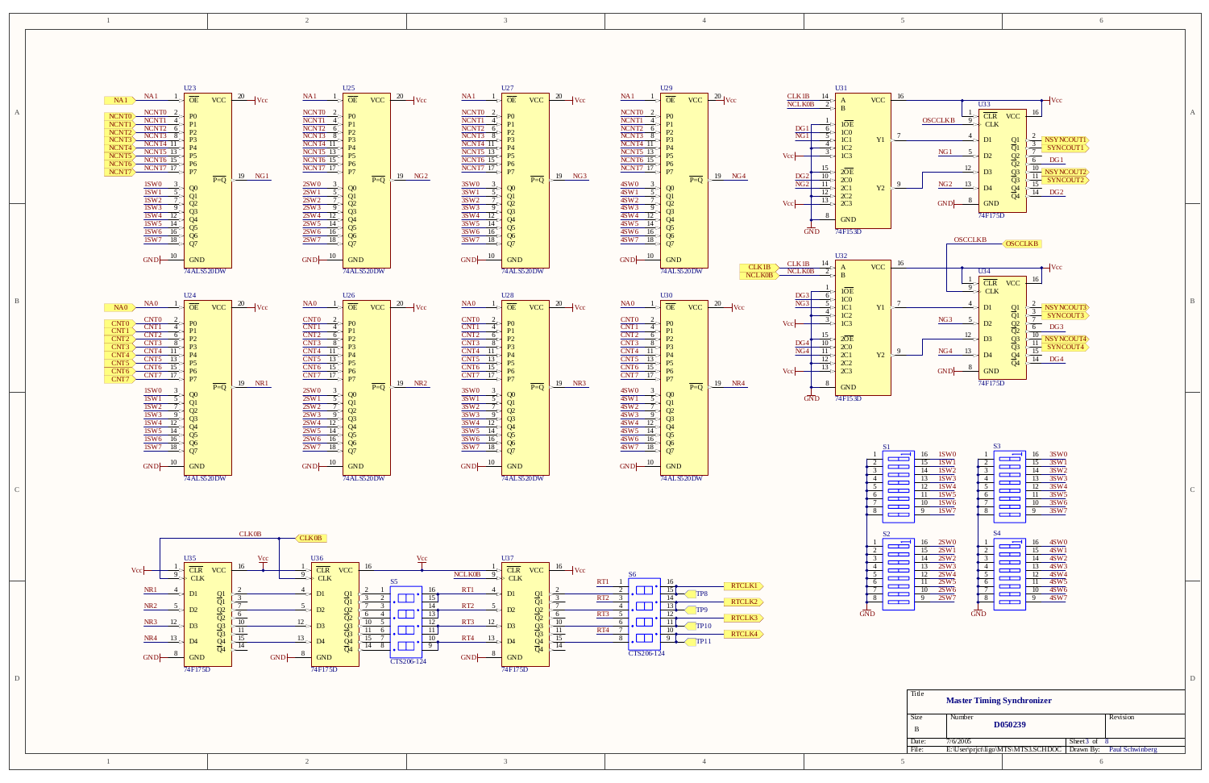| Title | | |
|---|---|---|
| Master Timing Synchronizer | | |
| Size | Number | Revision |
| B | D050239 | |
| Date: | 7/6/2005 | Sheet 3 of 8 |
| File: | E:\User\prjct\ligo\MTS\MTS3.SCHDOC | Drawn By: Paul Schwinberg |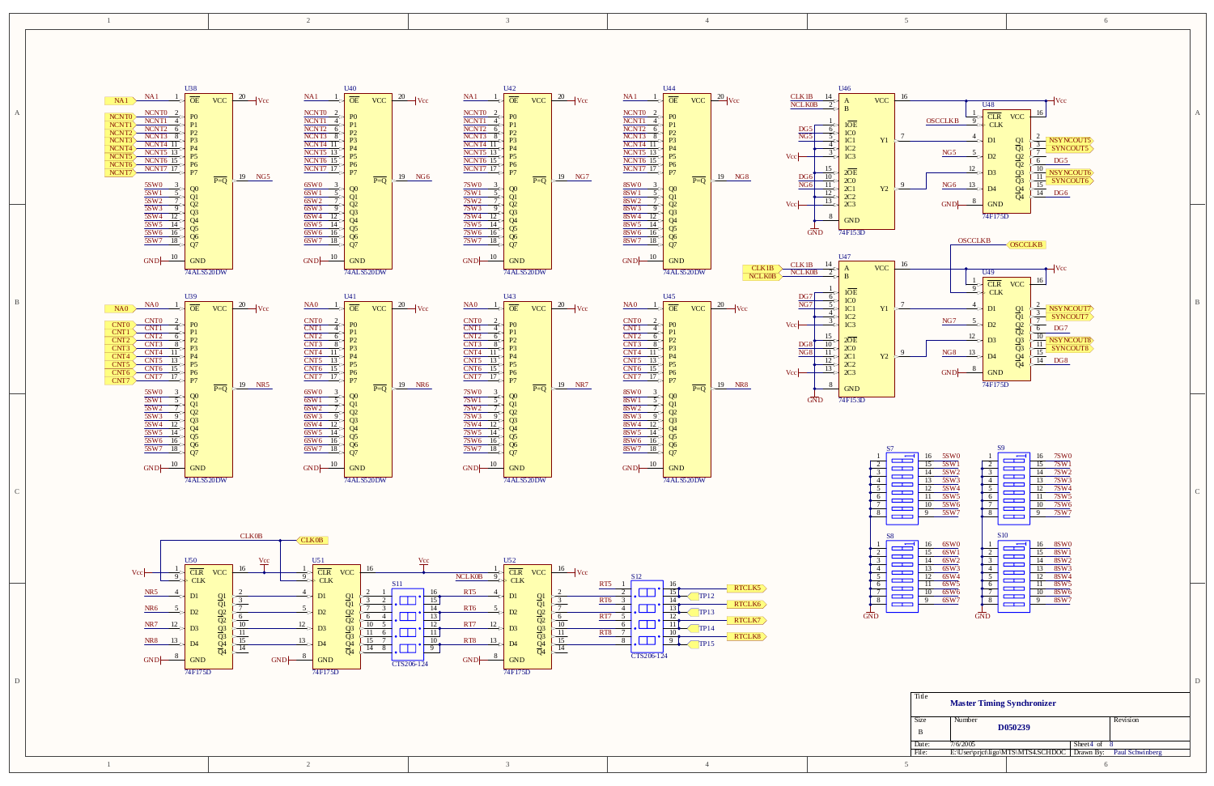# Master Timing Synchronizer

| Title | Master Timing Synchronizer | |
|---|---|---|
| Size | Number | Revision |
| B | D050239 | |
| Date: | 7/6/2005 | Sheet 4 of 8 |
| File: | E:\User\prjct\ligo\MTS\MTS4.SCHDOC | Drawn By: Paul Schwinberg |

## Components

- U38, U40, U42, U44 — 74ALS520DW (inputs NA1, NCNT0–NCNT7; outputs NG5, NG6, NG7, NG8; switch inputs 5SW0–5SW7, 6SW0–6SW7, 7SW0–7SW7, 8SW0–8SW7)
- U39, U41, U43, U45 — 74ALS520DW (inputs NA0, CNT0–CNT7; outputs NR5, NR6, NR7, NR8; switch inputs 5SW0–5SW7, 6SW0–6SW7, 7SW0–7SW7, 8SW0–8SW7)
- U46, U47 — 74F153D (inputs CLK1B, NCLK0B, DG5, NG5, DG6, NG6, DG7, NG7, DG8, NG8)
- U48, U49 — 74F175D (OSCCLKB; outputs NSYNCOUT5, SYNCOUT5, DG5, NSYNCOUT6, SYNCOUT6, DG6, NSYNCOUT7, SYNCOUT7, DG7, NSYNCOUT8, SYNCOUT8, DG8)
- U50, U51, U52 — 74F175D (CLK0B, NCLK0B; inputs NR5–NR8, RT5–RT8)
- S7, S8, S9, S10 — DIP switches (5SW0–5SW7, 6SW0–6SW7, 7SW0–7SW7, 8SW0–8SW7)
- S11, S12 — CTS206-124 (outputs RTCLK5, RTCLK6, RTCLK7, RTCLK8; test points TP12, TP13, TP14, TP15)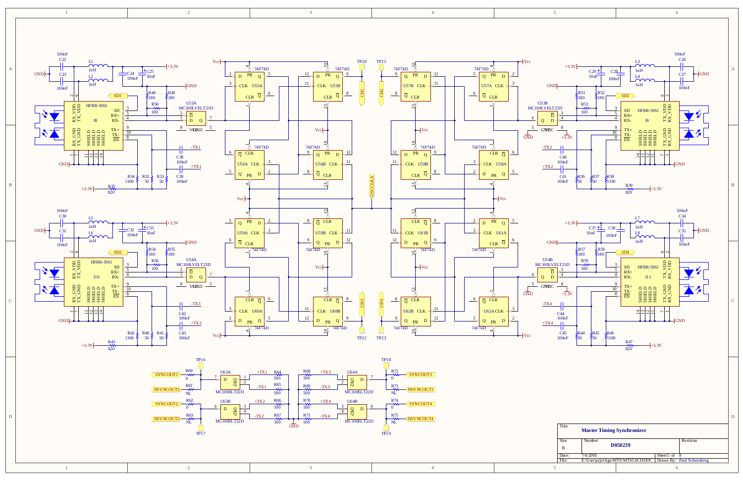| Title | | |
|---|---|---|
| Master Timing Synchronizer | | |
| Size | Number | Revision |
| B | D050239 | |
| Date: 7/6/2005 | Sheet 5 of 8 | |
| File: E:\User\prjct\ligo\MTS\MTS5.SCHDOC | Drawn By: Paul Schwinberg | |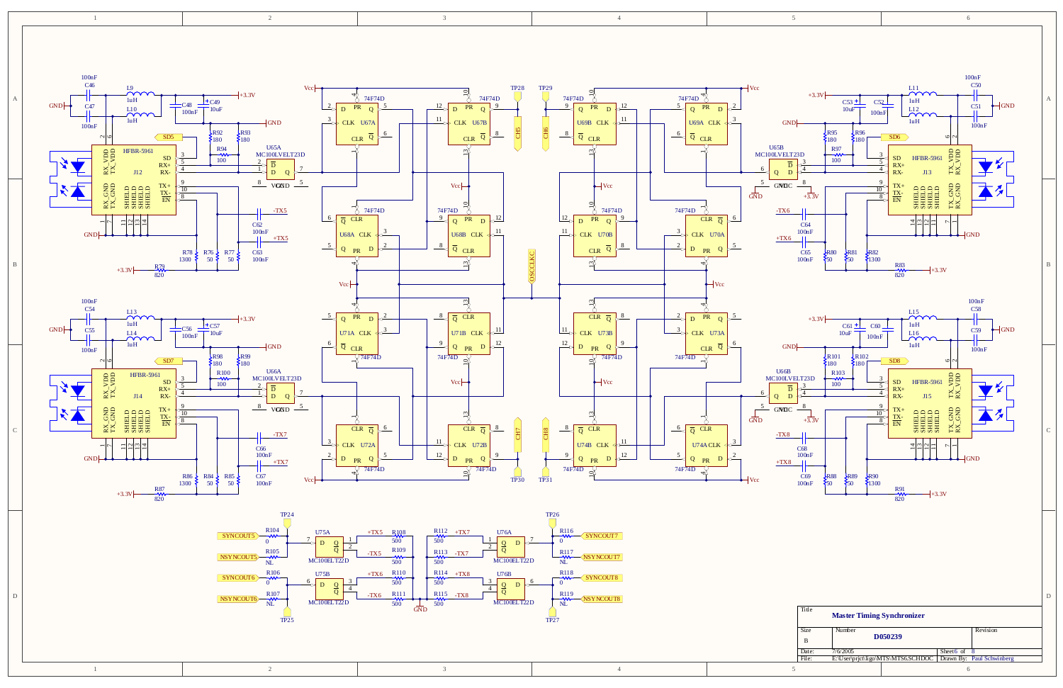# Master Timing Synchronizer

| Title | Master Timing Synchronizer | | |
|---|---|---|---|
| Size | Number | | Revision |
| B | D050239 | | |
| Date: | 7/6/2005 | Sheet 6 of 8 | |
| File: | E:\User\prjct\ligo\MTS\MTS6.SCHDOC | Drawn By: | Paul Schwinberg |

Components on this sheet:

- HFBR-5961 transceivers: J12, J13, J14, J15 (pins SD, RX+, RX-, TX+, TX-, EN, RX_VDD, TX_VDD, RX_GND, TX_GND, SHIELD)
- MC100LVELT23D: U65A, U65B, U66A, U66B
- 74F74D flip-flops: U67A, U67B, U68A, U68B, U69A, U69B, U70A, U70B, U71A, U71B, U72A, U72B, U73A, U73B, U74A, U74B
- MC100ELT22D: U75A, U75B, U76A, U76B
- Inductors: L9–L16 (1uH)
- Capacitors: C46, C47, C48, C50, C51, C52, C54, C55, C56, C58, C59, C60, C62, C63, C64, C65, C66, C67, C68, C69 (100nF); C49, C53, C57, C61 (10uF)
- Resistors: R92, R93, R95, R96, R98, R99, R101, R102 (180); R94, R97, R100, R103 (100); R76, R77, R80, R81, R84, R85, R88, R89 (50); R78, R82, R86, R90 (1300); R79, R83, R87, R91 (820); R104, R106, R116, R118 (0); R105, R107, R117, R119 (NL); R108–R115 (500)
- Test points: TP24–TP31 (CH5, CH6, CH7, CH8, OSCCLKC)
- Signals: SD5, SD6, SD7, SD8, +TX5, -TX5, +TX6, -TX6, +TX7, -TX7, +TX8, -TX8, SYNCOUT5–SYNCOUT8, NSYNCOUT5–NSYNCOUT8, Vcc, +3.3V, GND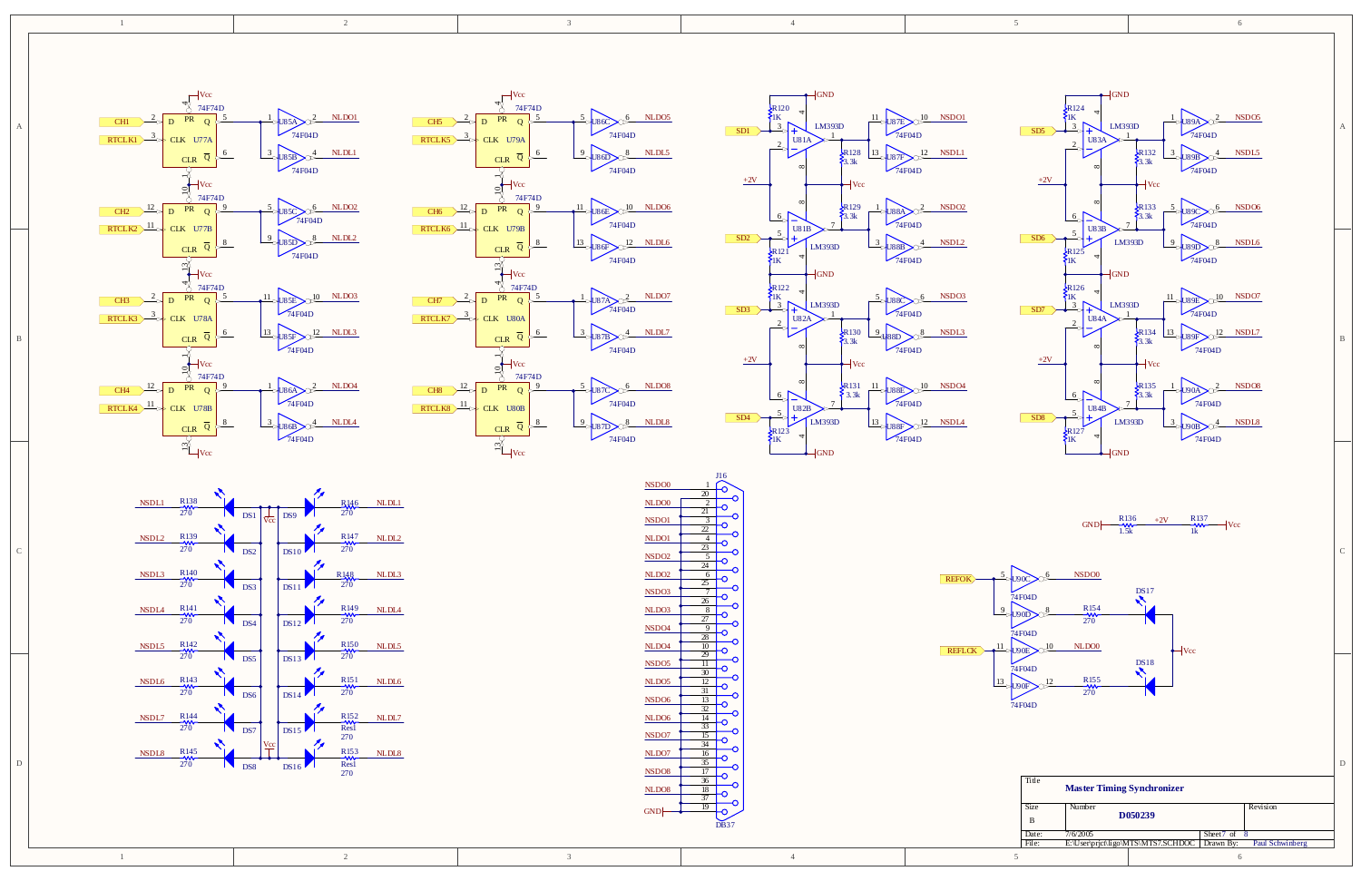| Title | Master Timing Synchronizer | | |
|---|---|---|---|
| Size | Number | | Revision |
| B | D050239 | | |
| Date: | 7/6/2005 | Sheet 7 of 8 | |
| File: | E:\User\prjct\ligo\MTS\MTS7.SCHDOC | Drawn By: | Paul Schwinberg |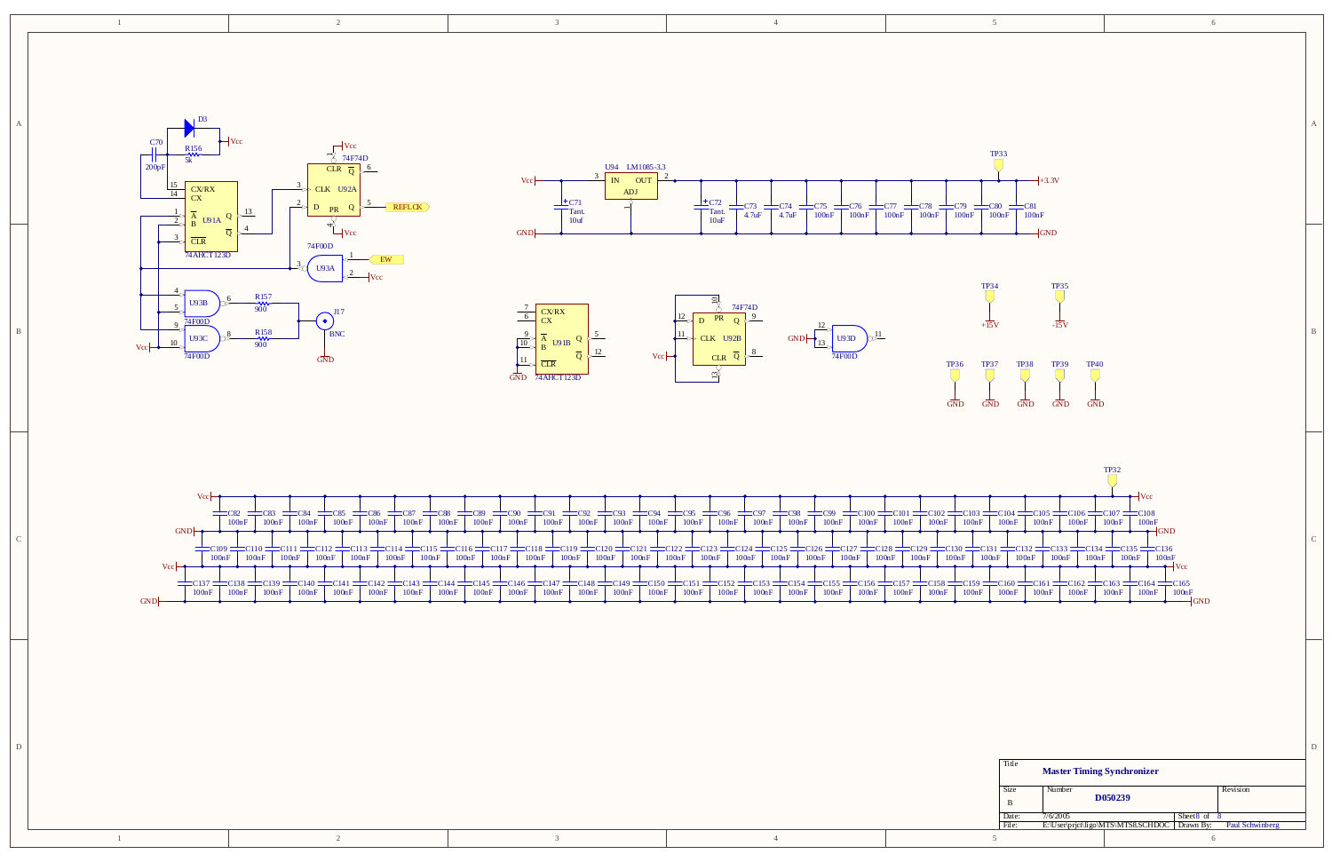1 2 3 4 5 6

A

D3

C70
200pF

R156
5k

Vcc

15
14

CX/RX
CX

1
2
A
B
U91A
Q
13

Q
4

3
CLR

74AHCT123D

Vcc
74F74D

CLR
Q
6

3
CLK
U92A

2
D
PR
Q
5
REFLCK

Vcc

74F00D

3
U93A
1
EW

2
Vcc

4
U93B
6
R157
900

5
74F00D

J17

9
U93C
8
R158
900

BNC

Vcc
10
74F00D

GND

U94 LM1085-3.3

Vcc
3
IN
OUT
2
ADJ

C71
Tant.
10uf

C72
Tant.
10uF

C73
4.7uF

C74
4.7uF

C75
100nF

C76
100nF

C77
100nF

C78
100nF

C79
100nF

C80
100nF

C81
100nF

GND

TP33

+3.3V

GND

B

7
6
CX/RX
CX

9
10
A
B
U91B
Q
5

11
CLR
Q
12

GND
74AHCT123D

10
74F74D

12
D
PR
Q
9

11
CLK
U92B

Vcc
CLR
Q
8

13

GND
12
U93D
11
13
74F00D

TP34
+15V

TP35
-15V

TP36
GND

TP37
GND

TP38
GND

TP39
GND

TP40
GND

C

TP32

Vcc

C82 C83 C84 C85 C86 C87 C88 C89 C90 C91 C92 C93 C94 C95 C96 C97 C98 C99 C100 C101 C102 C103 C104 C105 C106 C107 C108
100nF (each)

GND
GND

C109 C110 C111 C112 C113 C114 C115 C116 C117 C118 C119 C120 C121 C122 C123 C124 C125 C126 C127 C128 C129 C130 C131 C132 C133 C134 C135 C136
100nF (each)

Vcc
Vcc

C137 C138 C139 C140 C141 C142 C143 C144 C145 C146 C147 C148 C149 C150 C151 C152 C153 C154 C155 C156 C157 C158 C159 C160 C161 C162 C163 C164 C165
100nF (each)

GND
GND

D

| | |
|---|---|
| Title | Master Timing Synchronizer |
| Size | B |
| Number | D050239 |
| Revision | |
| Date: | 7/6/2005 |
| Sheet | 8 of 8 |
| File: | E:\User\prjct\ligo\MTS\MTS8.SCHDOC |
| Drawn By: | Paul Schwinberg |